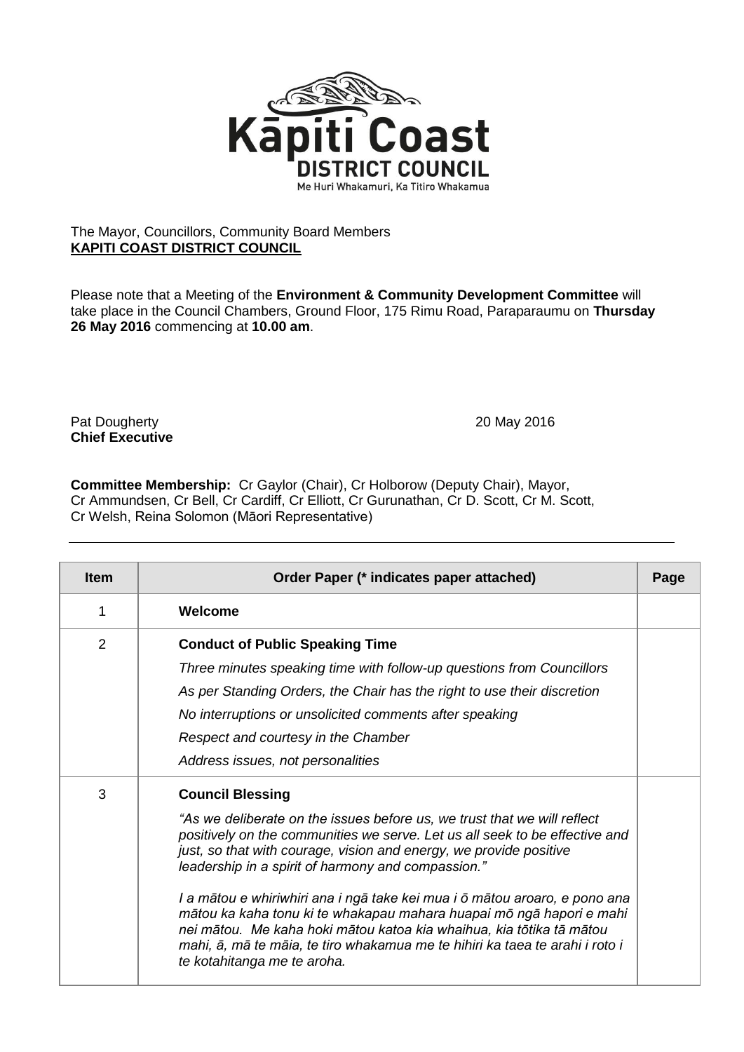Kāpiti Coast
DISTRICT COUNCIL
Me Huri Whakamuri, Ka Titiro Whakamua

The Mayor, Councillors, Community Board Members
**KAPITI COAST DISTRICT COUNCIL**

Please note that a Meeting of the **Environment & Community Development Committee** will take place in the Council Chambers, Ground Floor, 175 Rimu Road, Paraparaumu on **Thursday 26 May 2016** commencing at **10.00 am**.

Pat Dougherty
**Chief Executive**

20 May 2016

**Committee Membership:** Cr Gaylor (Chair), Cr Holborow (Deputy Chair), Mayor, Cr Ammundsen, Cr Bell, Cr Cardiff, Cr Elliott, Cr Gurunathan, Cr D. Scott, Cr M. Scott, Cr Welsh, Reina Solomon (Māori Representative)

| Item | Order Paper (* indicates paper attached) | Page |
|---|---|---|
| 1 | **Welcome** | |
| 2 | **Conduct of Public Speaking Time**<br>*Three minutes speaking time with follow-up questions from Councillors*<br>*As per Standing Orders, the Chair has the right to use their discretion*<br>*No interruptions or unsolicited comments after speaking*<br>*Respect and courtesy in the Chamber*<br>*Address issues, not personalities* | |
| 3 | **Council Blessing**<br>*"As we deliberate on the issues before us, we trust that we will reflect positively on the communities we serve. Let us all seek to be effective and just, so that with courage, vision and energy, we provide positive leadership in a spirit of harmony and compassion."*<br>*I a mātou e whiriwhiri ana i ngā take kei mua i ō mātou aroaro, e pono ana mātou ka kaha tonu ki te whakapau mahara huapai mō ngā hapori e mahi nei mātou. Me kaha hoki mātou katoa kia whaihua, kia tōtika tā mātou mahi, ā, mā te māia, te tiro whakamua me te hihiri ka taea te arahi i roto i te kotahitanga me te aroha.* | |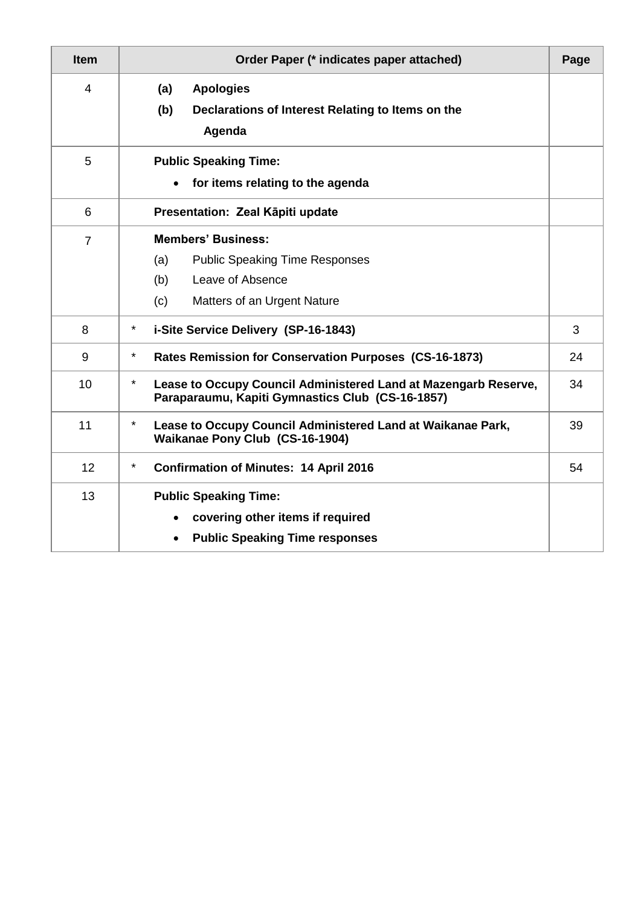| Item | Order Paper (* indicates paper attached) | Page |
|---|---|---|
| 4 | **(a) Apologies**<br>**(b) Declarations of Interest Relating to Items on the Agenda** | |
| 5 | **Public Speaking Time:**<br>• **for items relating to the agenda** | |
| 6 | **Presentation: Zeal Kāpiti update** | |
| 7 | **Members' Business:**<br>(a) Public Speaking Time Responses<br>(b) Leave of Absence<br>(c) Matters of an Urgent Nature | |
| 8 | * **i-Site Service Delivery (SP-16-1843)** | 3 |
| 9 | * **Rates Remission for Conservation Purposes (CS-16-1873)** | 24 |
| 10 | * **Lease to Occupy Council Administered Land at Mazengarb Reserve, Paraparaumu, Kapiti Gymnastics Club (CS-16-1857)** | 34 |
| 11 | * **Lease to Occupy Council Administered Land at Waikanae Park, Waikanae Pony Club (CS-16-1904)** | 39 |
| 12 | * **Confirmation of Minutes: 14 April 2016** | 54 |
| 13 | **Public Speaking Time:**<br>• **covering other items if required**<br>• **Public Speaking Time responses** | |